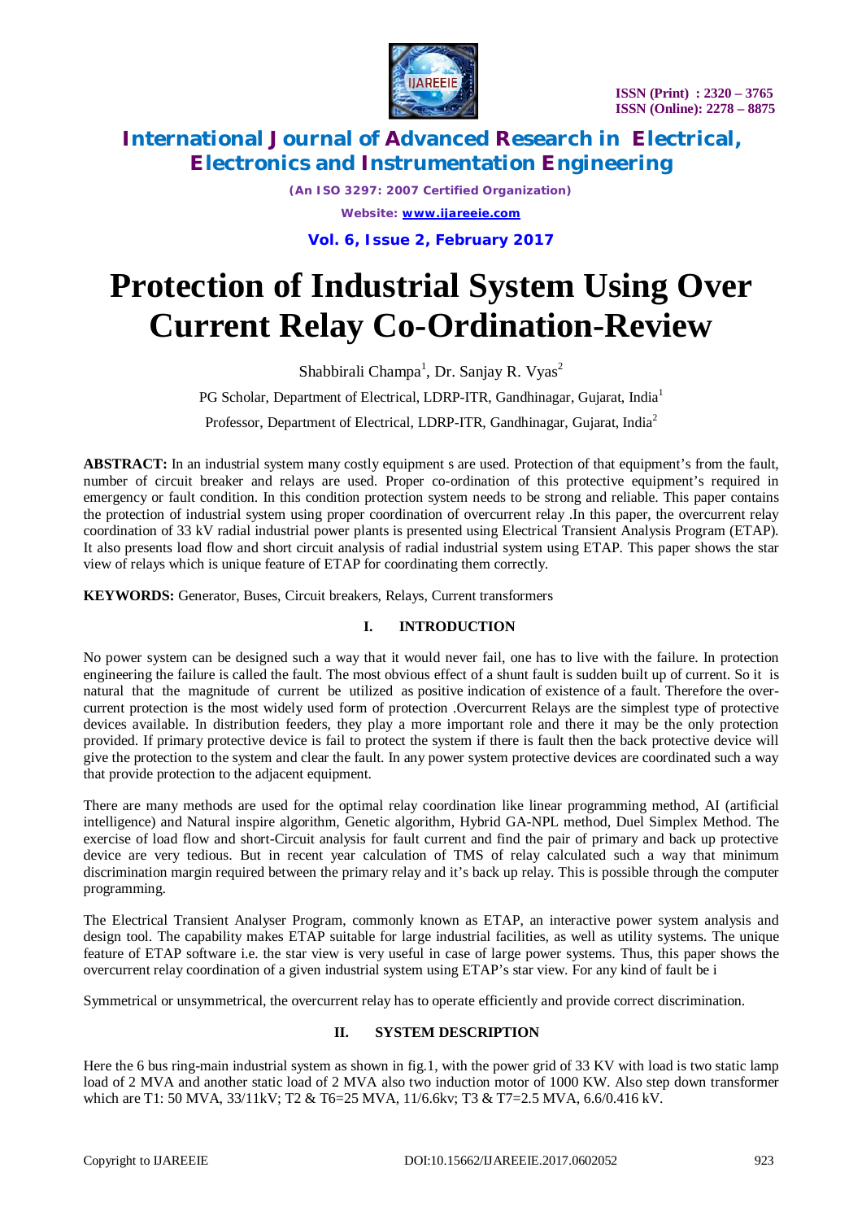# Protection of Industrial System Using Over Current Relay Co-Ordination-Review

Shabbirali Champa[1], Dr. Sanjay R. Vyas[2]

PG Scholar, Department of Electrical, LDRP-ITR, Gandhinagar, Gujarat, India[1]

Professor, Department of Electrical, LDRP-ITR, Gandhinagar, Gujarat, India[2]

**ABSTRACT:** In an industrial system many costly equipment s are used. Protection of that equipment's from the fault, number of circuit breaker and relays are used. Proper co-ordination of this protective equipment's required in emergency or fault condition. In this condition protection system needs to be strong and reliable. This paper contains the protection of industrial system using proper coordination of overcurrent relay .In this paper, the overcurrent relay coordination of 33 kV radial industrial power plants is presented using Electrical Transient Analysis Program (ETAP). It also presents load flow and short circuit analysis of radial industrial system using ETAP. This paper shows the star view of relays which is unique feature of ETAP for coordinating them correctly.

**KEYWORDS:** Generator, Buses, Circuit breakers, Relays, Current transformers

## I. INTRODUCTION

No power system can be designed such a way that it would never fail, one has to live with the failure. In protection engineering the failure is called the fault. The most obvious effect of a shunt fault is sudden built up of current. So it is natural that the magnitude of current be utilized as positive indication of existence of a fault. Therefore the over-current protection is the most widely used form of protection .Overcurrent Relays are the simplest type of protective devices available. In distribution feeders, they play a more important role and there it may be the only protection provided. If primary protective device is fail to protect the system if there is fault then the back protective device will give the protection to the system and clear the fault. In any power system protective devices are coordinated such a way that provide protection to the adjacent equipment.

There are many methods are used for the optimal relay coordination like linear programming method, AI (artificial intelligence) and Natural inspire algorithm, Genetic algorithm, Hybrid GA-NPL method, Duel Simplex Method. The exercise of load flow and short-Circuit analysis for fault current and find the pair of primary and back up protective device are very tedious. But in recent year calculation of TMS of relay calculated such a way that minimum discrimination margin required between the primary relay and it's back up relay. This is possible through the computer programming.

The Electrical Transient Analyser Program, commonly known as ETAP, an interactive power system analysis and design tool. The capability makes ETAP suitable for large industrial facilities, as well as utility systems. The unique feature of ETAP software i.e. the star view is very useful in case of large power systems. Thus, this paper shows the overcurrent relay coordination of a given industrial system using ETAP's star view. For any kind of fault be i

Symmetrical or unsymmetrical, the overcurrent relay has to operate efficiently and provide correct discrimination.

## II. SYSTEM DESCRIPTION

Here the 6 bus ring-main industrial system as shown in fig.1, with the power grid of 33 KV with load is two static lamp load of 2 MVA and another static load of 2 MVA also two induction motor of 1000 KW. Also step down transformer which are T1: 50 MVA, 33/11kV; T2 & T6=25 MVA, 11/6.6kv; T3 & T7=2.5 MVA, 6.6/0.416 kV.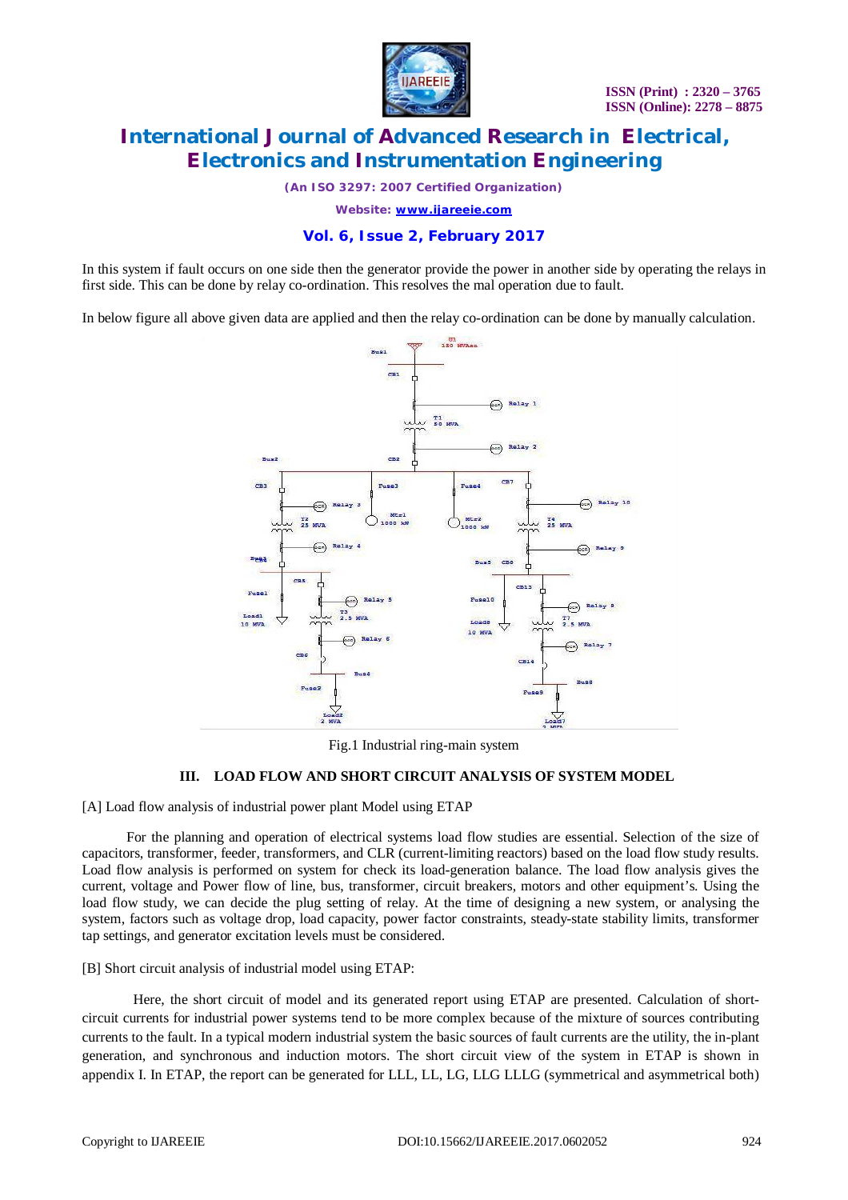In this system if fault occurs on one side then the generator provide the power in another side by operating the relays in first side. This can be done by relay co-ordination. This resolves the mal operation due to fault.

In below figure all above given data are applied and then the relay co-ordination can be done by manually calculation.

Fig.1 Industrial ring-main system

## III. LOAD FLOW AND SHORT CIRCUIT ANALYSIS OF SYSTEM MODEL

[A] Load flow analysis of industrial power plant Model using ETAP

For the planning and operation of electrical systems load flow studies are essential. Selection of the size of capacitors, transformer, feeder, transformers, and CLR (current-limiting reactors) based on the load flow study results. Load flow analysis is performed on system for check its load-generation balance. The load flow analysis gives the current, voltage and Power flow of line, bus, transformer, circuit breakers, motors and other equipment's. Using the load flow study, we can decide the plug setting of relay. At the time of designing a new system, or analysing the system, factors such as voltage drop, load capacity, power factor constraints, steady-state stability limits, transformer tap settings, and generator excitation levels must be considered.

[B] Short circuit analysis of industrial model using ETAP:

Here, the short circuit of model and its generated report using ETAP are presented. Calculation of short-circuit currents for industrial power systems tend to be more complex because of the mixture of sources contributing currents to the fault. In a typical modern industrial system the basic sources of fault currents are the utility, the in-plant generation, and synchronous and induction motors. The short circuit view of the system in ETAP is shown in appendix I. In ETAP, the report can be generated for LLL, LL, LG, LLG LLLG (symmetrical and asymmetrical both)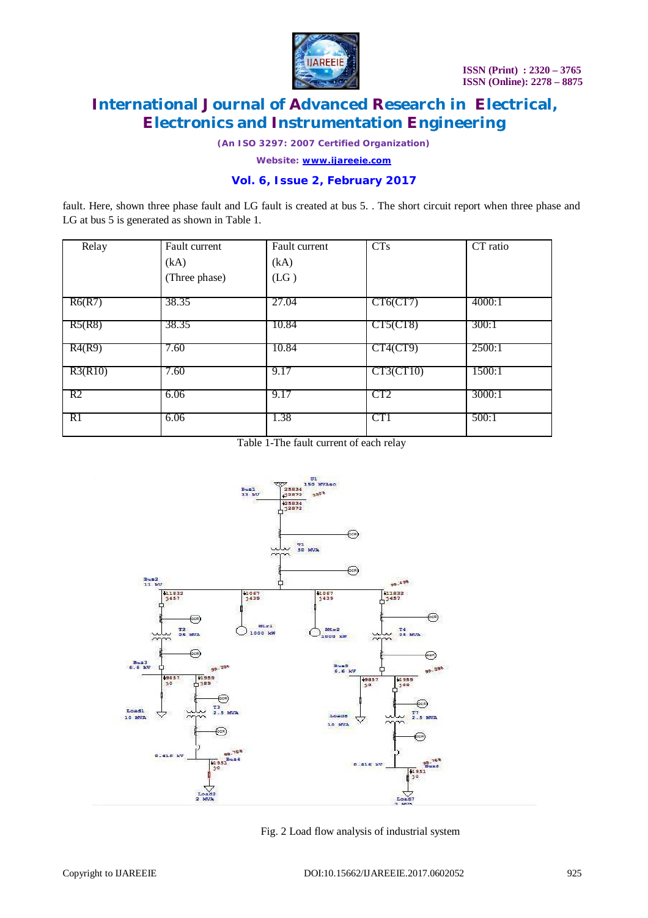fault. Here, shown three phase fault and LG fault is created at bus 5. . The short circuit report when three phase and LG at bus 5 is generated as shown in Table 1.

| Relay | Fault current (kA) (Three phase) | Fault current (kA) (LG ) | CTs | CT ratio |
|---|---|---|---|---|
| R6(R7) | 38.35 | 27.04 | CT6(CT7) | 4000:1 |
| R5(R8) | 38.35 | 10.84 | CT5(CT8) | 300:1 |
| R4(R9) | 7.60 | 10.84 | CT4(CT9) | 2500:1 |
| R3(R10) | 7.60 | 9.17 | CT3(CT10) | 1500:1 |
| R2 | 6.06 | 9.17 | CT2 | 3000:1 |
| R1 | 6.06 | 1.38 | CT1 | 500:1 |

Table 1-The fault current of each relay

Fig. 2 Load flow analysis of industrial system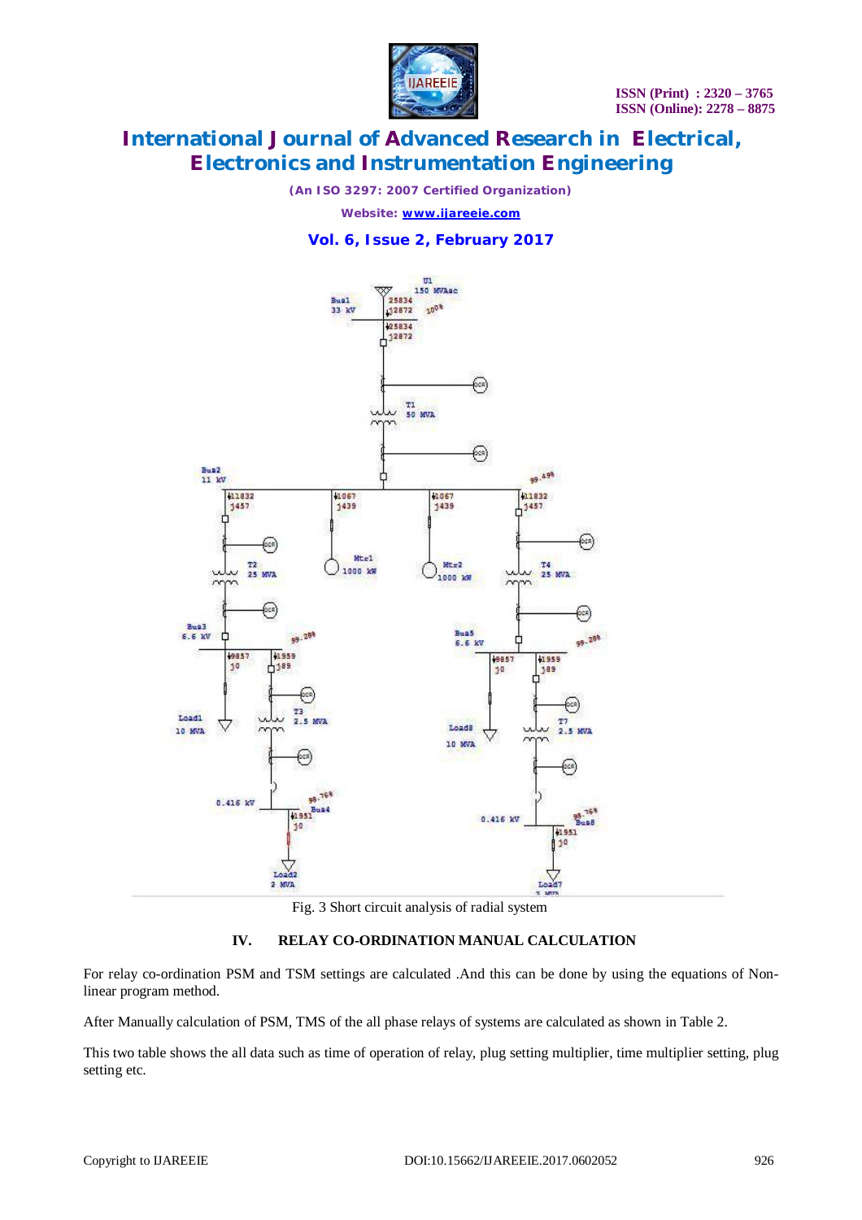Fig. 3 Short circuit analysis of radial system

## IV. RELAY CO-ORDINATION MANUAL CALCULATION

For relay co-ordination PSM and TSM settings are calculated .And this can be done by using the equations of Non-linear program method.

After Manually calculation of PSM, TMS of the all phase relays of systems are calculated as shown in Table 2.

This two table shows the all data such as time of operation of relay, plug setting multiplier, time multiplier setting, plug setting etc.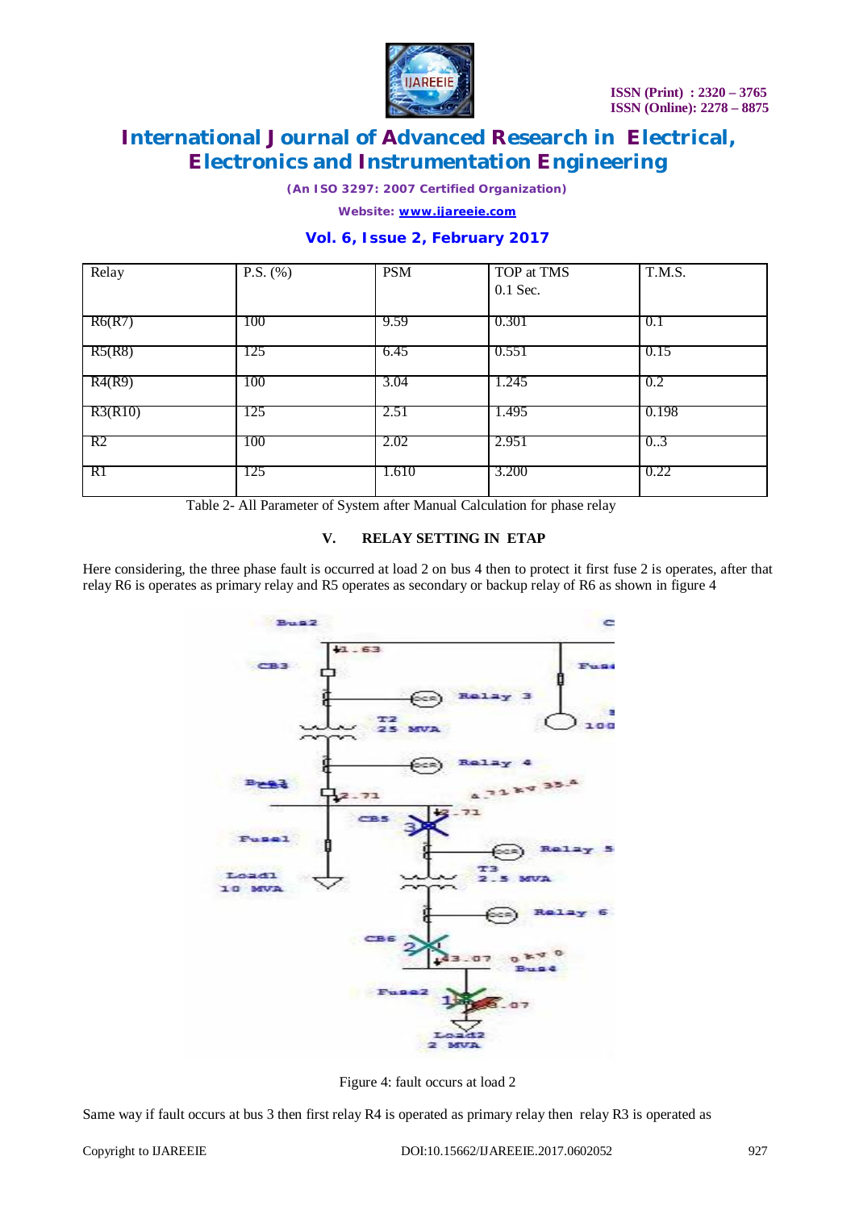| Relay | P.S. (%) | PSM | TOP at TMS 0.1 Sec. | T.M.S. |
|---|---|---|---|---|
| R6(R7) | 100 | 9.59 | 0.301 | 0.1 |
| R5(R8) | 125 | 6.45 | 0.551 | 0.15 |
| R4(R9) | 100 | 3.04 | 1.245 | 0.2 |
| R3(R10) | 125 | 2.51 | 1.495 | 0.198 |
| R2 | 100 | 2.02 | 2.951 | 0..3 |
| R1 | 125 | 1.610 | 3.200 | 0.22 |

Table 2- All Parameter of System after Manual Calculation for phase relay

## V. RELAY SETTING IN ETAP

Here considering, the three phase fault is occurred at load 2 on bus 4 then to protect it first fuse 2 is operates, after that relay R6 is operates as primary relay and R5 operates as secondary or backup relay of R6 as shown in figure 4

Figure 4: fault occurs at load 2

Same way if fault occurs at bus 3 then first relay R4 is operated as primary relay then relay R3 is operated as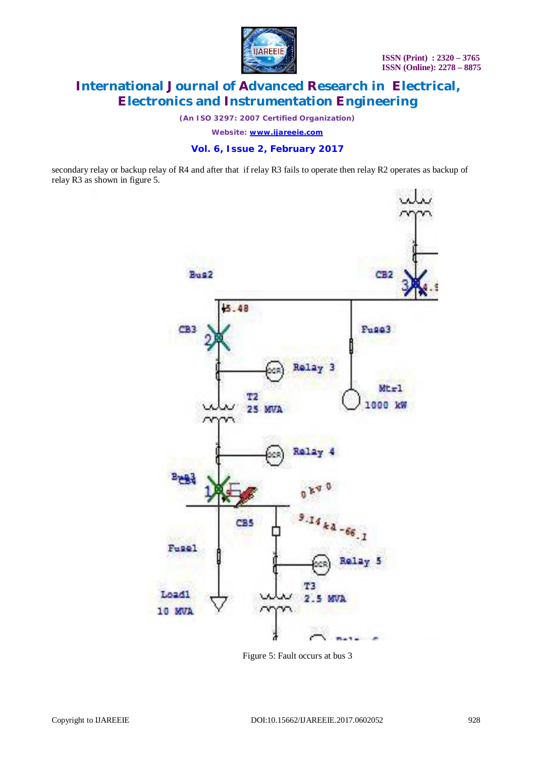secondary relay or backup relay of R4 and after that if relay R3 fails to operate then relay R2 operates as backup of relay R3 as shown in figure 5.

Figure 5: Fault occurs at bus 3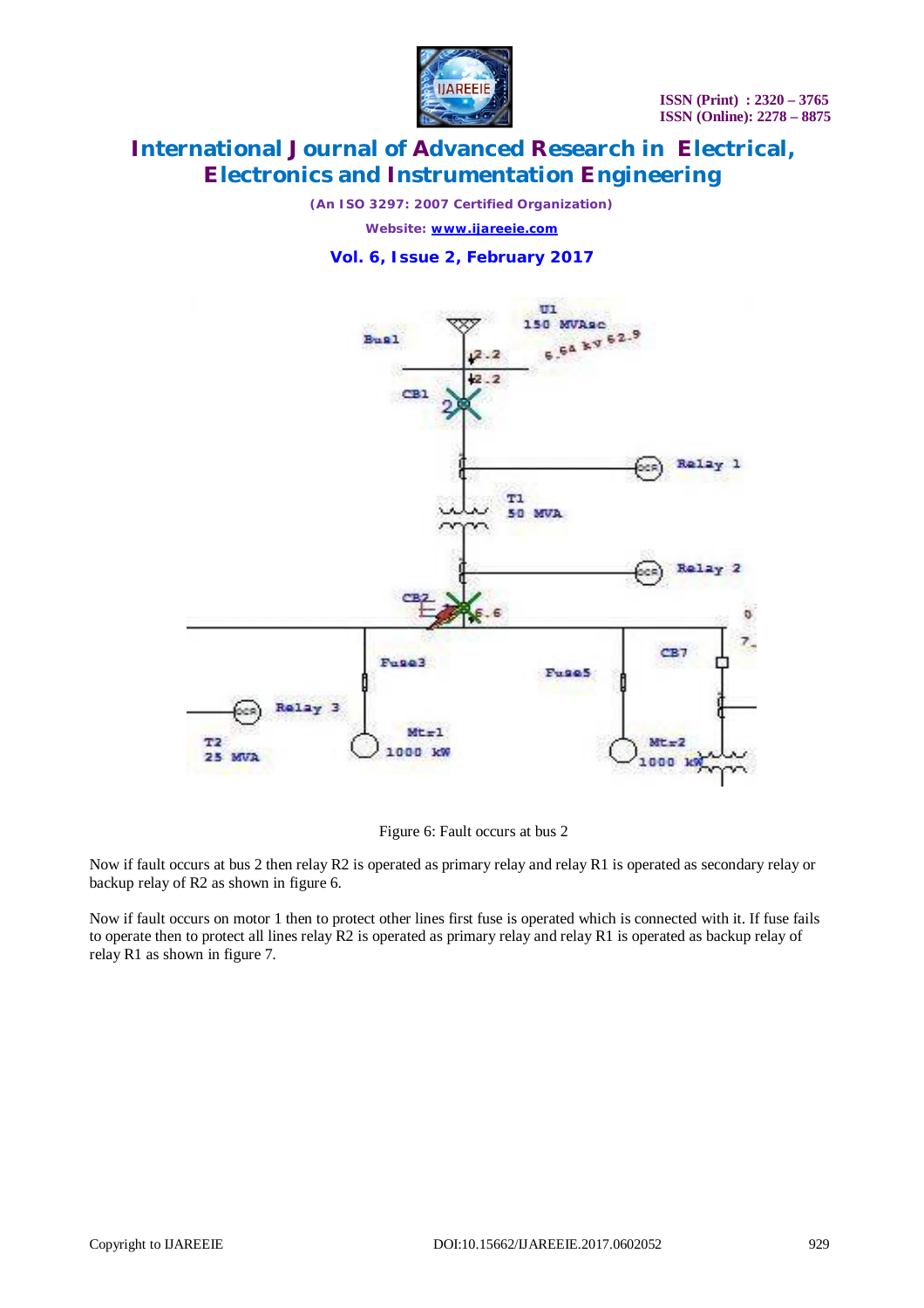Figure 6: Fault occurs at bus 2

Now if fault occurs at bus 2 then relay R2 is operated as primary relay and relay R1 is operated as secondary relay or backup relay of R2 as shown in figure 6.

Now if fault occurs on motor 1 then to protect other lines first fuse is operated which is connected with it. If fuse fails to operate then to protect all lines relay R2 is operated as primary relay and relay R1 is operated as backup relay of relay R1 as shown in figure 7.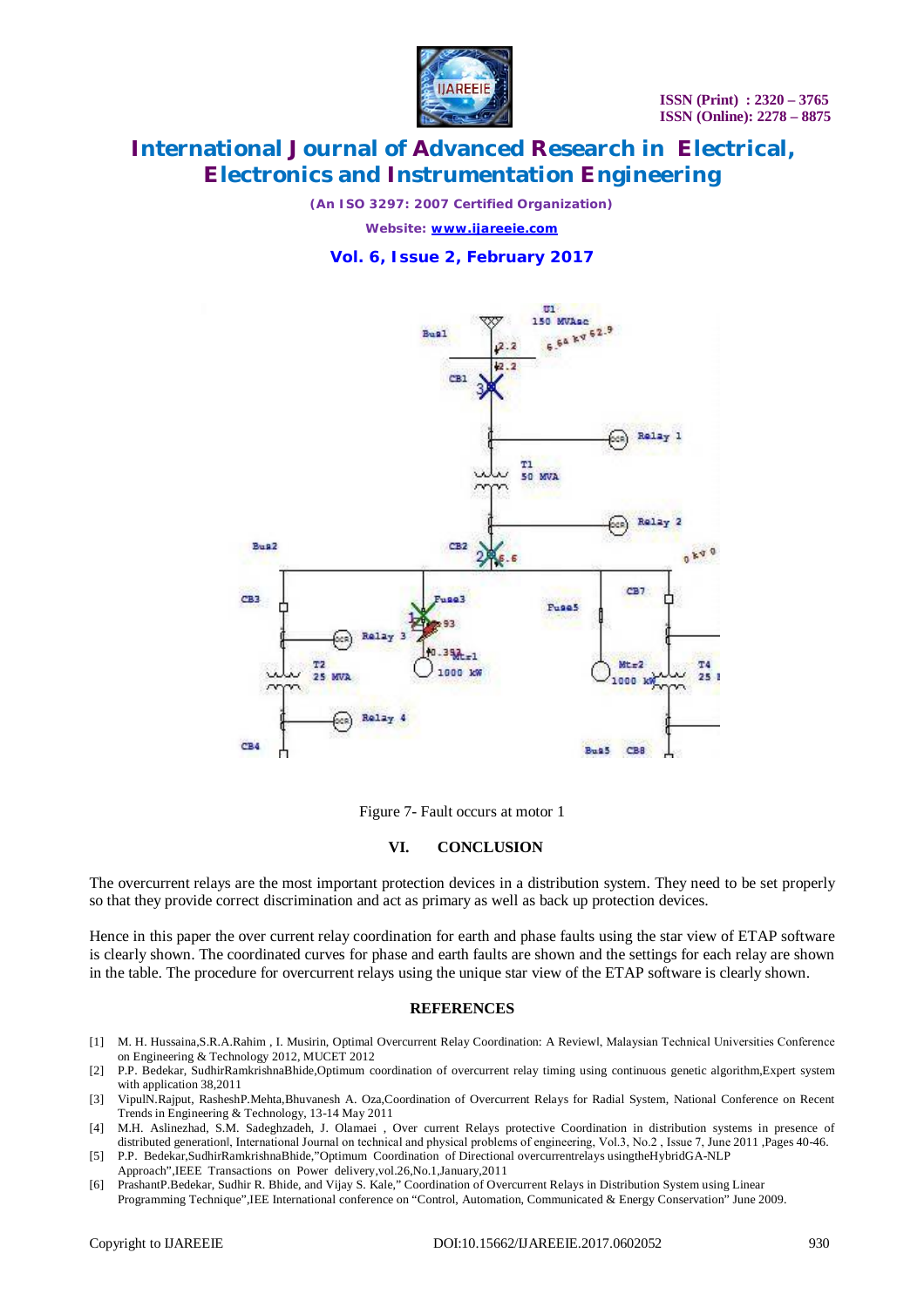Figure 7- Fault occurs at motor 1

## VI. CONCLUSION

The overcurrent relays are the most important protection devices in a distribution system. They need to be set properly so that they provide correct discrimination and act as primary as well as back up protection devices.

Hence in this paper the over current relay coordination for earth and phase faults using the star view of ETAP software is clearly shown. The coordinated curves for phase and earth faults are shown and the settings for each relay are shown in the table. The procedure for overcurrent relays using the unique star view of the ETAP software is clearly shown.

## REFERENCES

[1] M. H. Hussaina,S.R.A.Rahim , I. Musirin, Optimal Overcurrent Relay Coordination: A Reviewl, Malaysian Technical Universities Conference on Engineering & Technology 2012, MUCET 2012

[2] P.P. Bedekar, SudhirRamkrishnaBhide,Optimum coordination of overcurrent relay timing using continuous genetic algorithm,Expert system with application 38,2011

[3] VipulN.Rajput, RasheshP.Mehta,Bhuvanesh A. Oza,Coordination of Overcurrent Relays for Radial System, National Conference on Recent Trends in Engineering & Technology, 13-14 May 2011

[4] M.H. Aslinezhad, S.M. Sadeghzadeh, J. Olamaei , Over current Relays protective Coordination in distribution systems in presence of distributed generationl, International Journal on technical and physical problems of engineering, Vol.3, No.2 , Issue 7, June 2011 ,Pages 40-46.

[5] P.P. Bedekar,SudhirRamkrishnaBhide,"Optimum Coordination of Directional overcurrentrelays usingtheHybridGA-NLP Approach",IEEE Transactions on Power delivery,vol.26,No.1,January,2011

[6] PrashantP.Bedekar, Sudhir R. Bhide, and Vijay S. Kale," Coordination of Overcurrent Relays in Distribution System using Linear Programming Technique",IEE International conference on "Control, Automation, Communicated & Energy Conservation" June 2009.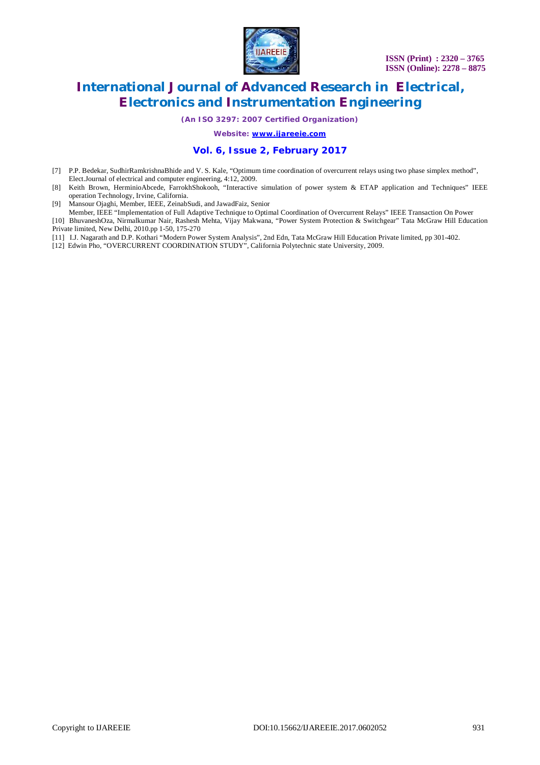[7] P.P. Bedekar, SudhirRamkrishnaBhide and V. S. Kale, "Optimum time coordination of overcurrent relays using two phase simplex method", Elect.Journal of electrical and computer engineering, 4:12, 2009.

[8] Keith Brown, HerminioAbcede, FarrokhShokooh, "Interactive simulation of power system & ETAP application and Techniques" IEEE operation Technology, Irvine, California.

[9] Mansour Ojaghi, Member, IEEE, ZeinabSudi, and JawadFaiz, Senior Member, IEEE "Implementation of Full Adaptive Technique to Optimal Coordination of Overcurrent Relays" IEEE Transaction On Power

[10] BhuvaneshOza, Nirmalkumar Nair, Rashesh Mehta, Vijay Makwana, "Power System Protection & Switchgear" Tata McGraw Hill Education Private limited, New Delhi, 2010.pp 1-50, 175-270

[11] I.J. Nagarath and D.P. Kothari "Modern Power System Analysis", 2nd Edn, Tata McGraw Hill Education Private limited, pp 301-402.

[12] Edwin Pho, "OVERCURRENT COORDINATION STUDY", California Polytechnic state University, 2009.